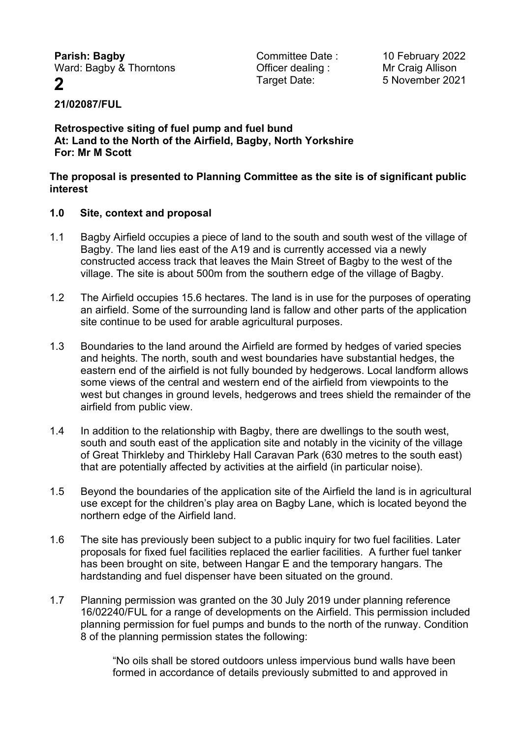**Parish: Bagby**
Ward: Bagby & Thorntons

**2**

Committee Date : 10 February 2022
Officer dealing : Mr Craig Allison
Target Date: 5 November 2021

**21/02087/FUL**

**Retrospective siting of fuel pump and fuel bund**
**At: Land to the North of the Airfield, Bagby, North Yorkshire**
**For: Mr M Scott**

**The proposal is presented to Planning Committee as the site is of significant public interest**

## 1.0 Site, context and proposal

1.1 Bagby Airfield occupies a piece of land to the south and south west of the village of Bagby. The land lies east of the A19 and is currently accessed via a newly constructed access track that leaves the Main Street of Bagby to the west of the village. The site is about 500m from the southern edge of the village of Bagby.

1.2 The Airfield occupies 15.6 hectares. The land is in use for the purposes of operating an airfield. Some of the surrounding land is fallow and other parts of the application site continue to be used for arable agricultural purposes.

1.3 Boundaries to the land around the Airfield are formed by hedges of varied species and heights. The north, south and west boundaries have substantial hedges, the eastern end of the airfield is not fully bounded by hedgerows. Local landform allows some views of the central and western end of the airfield from viewpoints to the west but changes in ground levels, hedgerows and trees shield the remainder of the airfield from public view.

1.4 In addition to the relationship with Bagby, there are dwellings to the south west, south and south east of the application site and notably in the vicinity of the village of Great Thirkleby and Thirkleby Hall Caravan Park (630 metres to the south east) that are potentially affected by activities at the airfield (in particular noise).

1.5 Beyond the boundaries of the application site of the Airfield the land is in agricultural use except for the children's play area on Bagby Lane, which is located beyond the northern edge of the Airfield land.

1.6 The site has previously been subject to a public inquiry for two fuel facilities. Later proposals for fixed fuel facilities replaced the earlier facilities. A further fuel tanker has been brought on site, between Hangar E and the temporary hangars. The hardstanding and fuel dispenser have been situated on the ground.

1.7 Planning permission was granted on the 30 July 2019 under planning reference 16/02240/FUL for a range of developments on the Airfield. This permission included planning permission for fuel pumps and bunds to the north of the runway. Condition 8 of the planning permission states the following:

> "No oils shall be stored outdoors unless impervious bund walls have been formed in accordance of details previously submitted to and approved in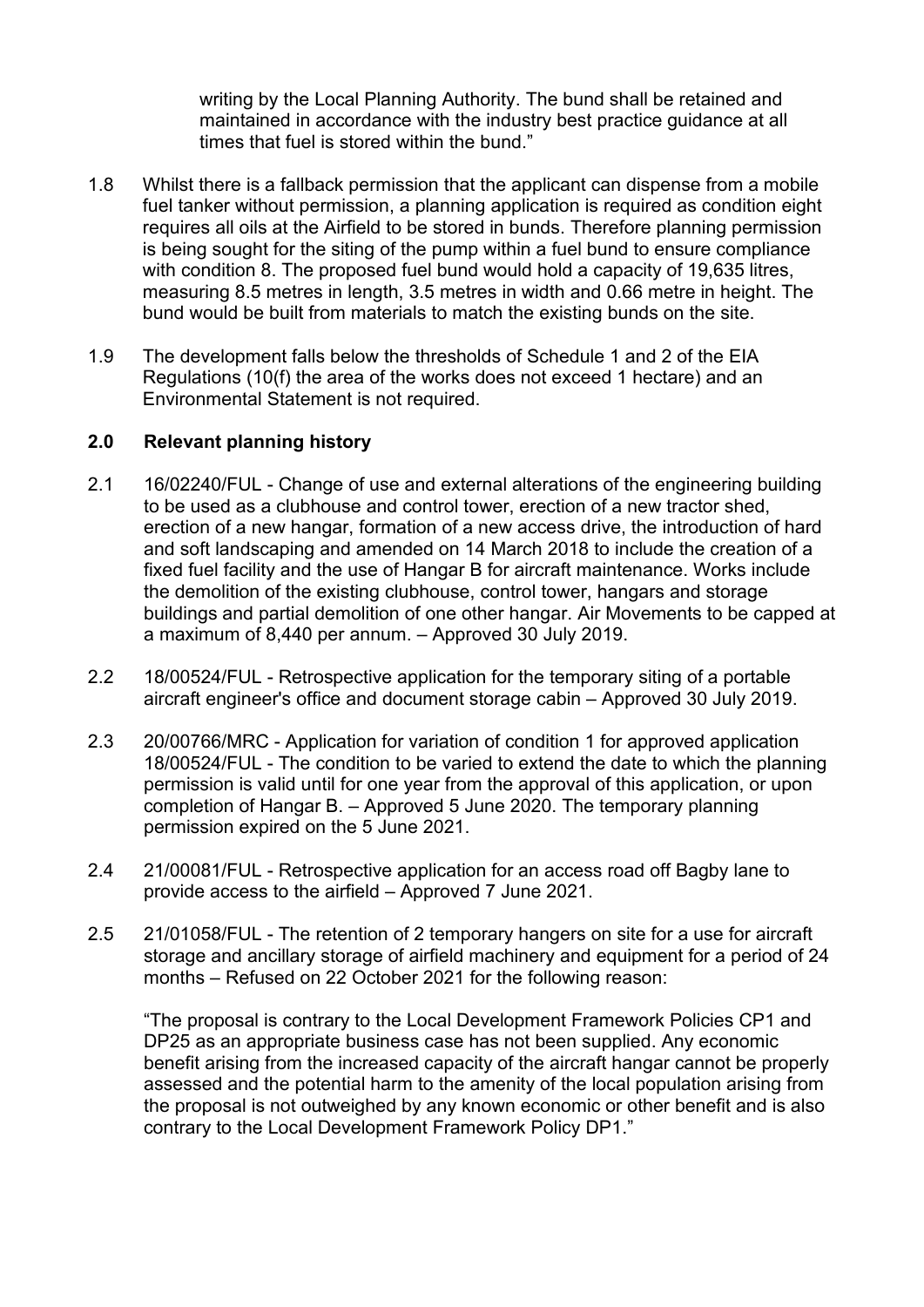writing by the Local Planning Authority. The bund shall be retained and maintained in accordance with the industry best practice guidance at all times that fuel is stored within the bund."

1.8 Whilst there is a fallback permission that the applicant can dispense from a mobile fuel tanker without permission, a planning application is required as condition eight requires all oils at the Airfield to be stored in bunds. Therefore planning permission is being sought for the siting of the pump within a fuel bund to ensure compliance with condition 8. The proposed fuel bund would hold a capacity of 19,635 litres, measuring 8.5 metres in length, 3.5 metres in width and 0.66 metre in height. The bund would be built from materials to match the existing bunds on the site.

1.9 The development falls below the thresholds of Schedule 1 and 2 of the EIA Regulations (10(f) the area of the works does not exceed 1 hectare) and an Environmental Statement is not required.

## 2.0 Relevant planning history

2.1 16/02240/FUL - Change of use and external alterations of the engineering building to be used as a clubhouse and control tower, erection of a new tractor shed, erection of a new hangar, formation of a new access drive, the introduction of hard and soft landscaping and amended on 14 March 2018 to include the creation of a fixed fuel facility and the use of Hangar B for aircraft maintenance. Works include the demolition of the existing clubhouse, control tower, hangars and storage buildings and partial demolition of one other hangar. Air Movements to be capped at a maximum of 8,440 per annum. – Approved 30 July 2019.

2.2 18/00524/FUL - Retrospective application for the temporary siting of a portable aircraft engineer's office and document storage cabin – Approved 30 July 2019.

2.3 20/00766/MRC - Application for variation of condition 1 for approved application 18/00524/FUL - The condition to be varied to extend the date to which the planning permission is valid until for one year from the approval of this application, or upon completion of Hangar B. – Approved 5 June 2020. The temporary planning permission expired on the 5 June 2021.

2.4 21/00081/FUL - Retrospective application for an access road off Bagby lane to provide access to the airfield – Approved 7 June 2021.

2.5 21/01058/FUL - The retention of 2 temporary hangers on site for a use for aircraft storage and ancillary storage of airfield machinery and equipment for a period of 24 months – Refused on 22 October 2021 for the following reason:

"The proposal is contrary to the Local Development Framework Policies CP1 and DP25 as an appropriate business case has not been supplied. Any economic benefit arising from the increased capacity of the aircraft hangar cannot be properly assessed and the potential harm to the amenity of the local population arising from the proposal is not outweighed by any known economic or other benefit and is also contrary to the Local Development Framework Policy DP1."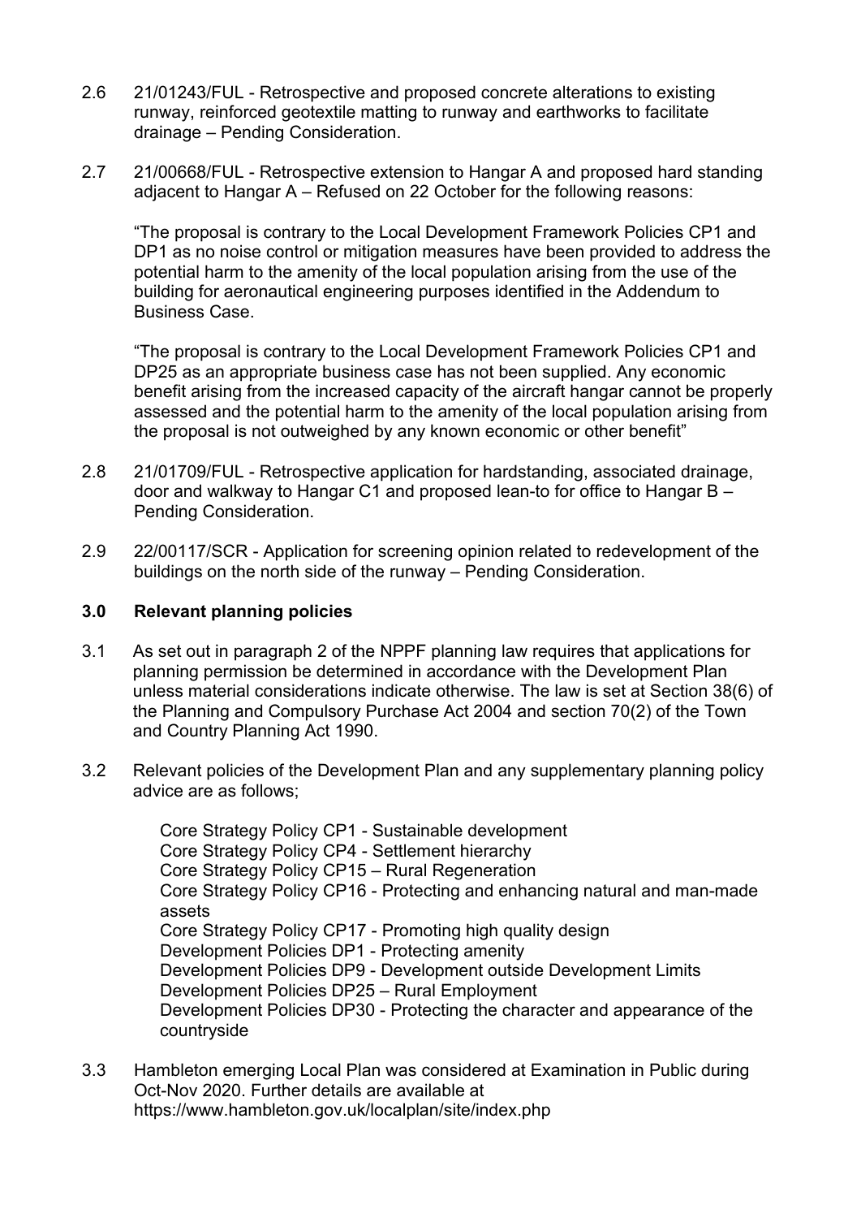2.6 21/01243/FUL - Retrospective and proposed concrete alterations to existing runway, reinforced geotextile matting to runway and earthworks to facilitate drainage – Pending Consideration.

2.7 21/00668/FUL - Retrospective extension to Hangar A and proposed hard standing adjacent to Hangar A – Refused on 22 October for the following reasons:

"The proposal is contrary to the Local Development Framework Policies CP1 and DP1 as no noise control or mitigation measures have been provided to address the potential harm to the amenity of the local population arising from the use of the building for aeronautical engineering purposes identified in the Addendum to Business Case.

"The proposal is contrary to the Local Development Framework Policies CP1 and DP25 as an appropriate business case has not been supplied. Any economic benefit arising from the increased capacity of the aircraft hangar cannot be properly assessed and the potential harm to the amenity of the local population arising from the proposal is not outweighed by any known economic or other benefit"

2.8 21/01709/FUL - Retrospective application for hardstanding, associated drainage, door and walkway to Hangar C1 and proposed lean-to for office to Hangar B – Pending Consideration.

2.9 22/00117/SCR - Application for screening opinion related to redevelopment of the buildings on the north side of the runway – Pending Consideration.

## 3.0 Relevant planning policies

3.1 As set out in paragraph 2 of the NPPF planning law requires that applications for planning permission be determined in accordance with the Development Plan unless material considerations indicate otherwise. The law is set at Section 38(6) of the Planning and Compulsory Purchase Act 2004 and section 70(2) of the Town and Country Planning Act 1990.

3.2 Relevant policies of the Development Plan and any supplementary planning policy advice are as follows;

Core Strategy Policy CP1 - Sustainable development
Core Strategy Policy CP4 - Settlement hierarchy
Core Strategy Policy CP15 – Rural Regeneration
Core Strategy Policy CP16 - Protecting and enhancing natural and man-made assets
Core Strategy Policy CP17 - Promoting high quality design
Development Policies DP1 - Protecting amenity
Development Policies DP9 - Development outside Development Limits
Development Policies DP25 – Rural Employment
Development Policies DP30 - Protecting the character and appearance of the countryside

3.3 Hambleton emerging Local Plan was considered at Examination in Public during Oct-Nov 2020. Further details are available at https://www.hambleton.gov.uk/localplan/site/index.php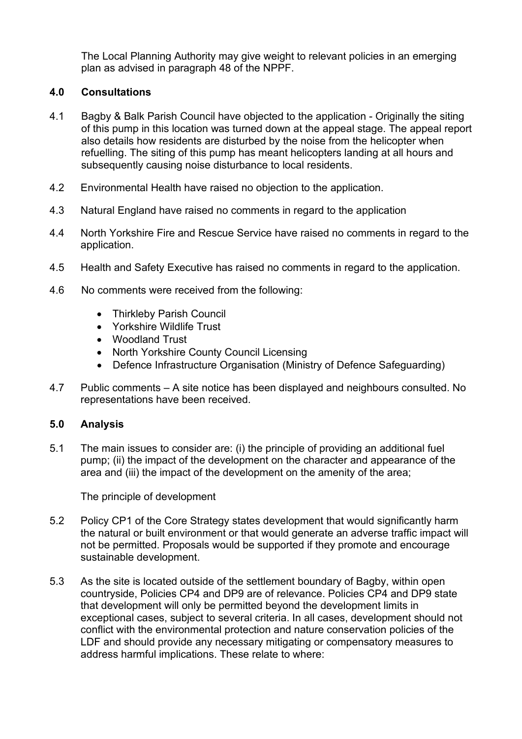The Local Planning Authority may give weight to relevant policies in an emerging plan as advised in paragraph 48 of the NPPF.

## 4.0 Consultations

4.1 Bagby & Balk Parish Council have objected to the application - Originally the siting of this pump in this location was turned down at the appeal stage. The appeal report also details how residents are disturbed by the noise from the helicopter when refuelling. The siting of this pump has meant helicopters landing at all hours and subsequently causing noise disturbance to local residents.

4.2 Environmental Health have raised no objection to the application.

4.3 Natural England have raised no comments in regard to the application

4.4 North Yorkshire Fire and Rescue Service have raised no comments in regard to the application.

4.5 Health and Safety Executive has raised no comments in regard to the application.

4.6 No comments were received from the following:

- Thirkleby Parish Council
- Yorkshire Wildlife Trust
- Woodland Trust
- North Yorkshire County Council Licensing
- Defence Infrastructure Organisation (Ministry of Defence Safeguarding)

4.7 Public comments – A site notice has been displayed and neighbours consulted. No representations have been received.

## 5.0 Analysis

5.1 The main issues to consider are: (i) the principle of providing an additional fuel pump; (ii) the impact of the development on the character and appearance of the area and (iii) the impact of the development on the amenity of the area;

The principle of development

5.2 Policy CP1 of the Core Strategy states development that would significantly harm the natural or built environment or that would generate an adverse traffic impact will not be permitted. Proposals would be supported if they promote and encourage sustainable development.

5.3 As the site is located outside of the settlement boundary of Bagby, within open countryside, Policies CP4 and DP9 are of relevance. Policies CP4 and DP9 state that development will only be permitted beyond the development limits in exceptional cases, subject to several criteria. In all cases, development should not conflict with the environmental protection and nature conservation policies of the LDF and should provide any necessary mitigating or compensatory measures to address harmful implications. These relate to where: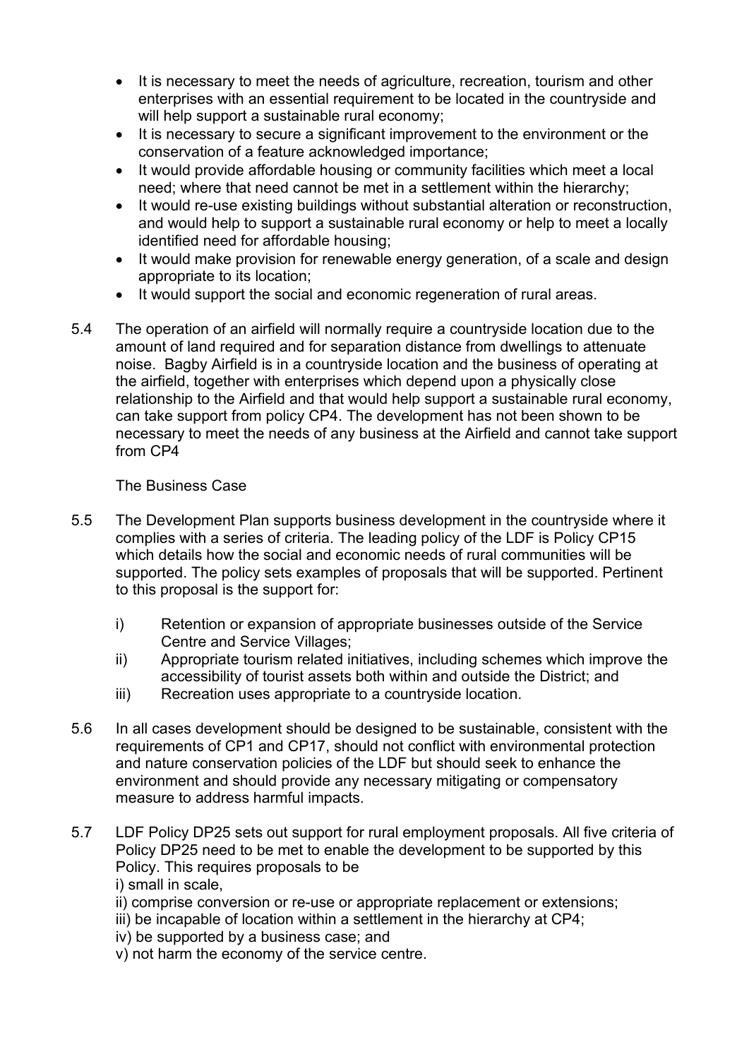- It is necessary to meet the needs of agriculture, recreation, tourism and other enterprises with an essential requirement to be located in the countryside and will help support a sustainable rural economy;
- It is necessary to secure a significant improvement to the environment or the conservation of a feature acknowledged importance;
- It would provide affordable housing or community facilities which meet a local need; where that need cannot be met in a settlement within the hierarchy;
- It would re-use existing buildings without substantial alteration or reconstruction, and would help to support a sustainable rural economy or help to meet a locally identified need for affordable housing;
- It would make provision for renewable energy generation, of a scale and design appropriate to its location;
- It would support the social and economic regeneration of rural areas.

5.4 The operation of an airfield will normally require a countryside location due to the amount of land required and for separation distance from dwellings to attenuate noise. Bagby Airfield is in a countryside location and the business of operating at the airfield, together with enterprises which depend upon a physically close relationship to the Airfield and that would help support a sustainable rural economy, can take support from policy CP4. The development has not been shown to be necessary to meet the needs of any business at the Airfield and cannot take support from CP4

The Business Case

5.5 The Development Plan supports business development in the countryside where it complies with a series of criteria. The leading policy of the LDF is Policy CP15 which details how the social and economic needs of rural communities will be supported. The policy sets examples of proposals that will be supported. Pertinent to this proposal is the support for:

i) Retention or expansion of appropriate businesses outside of the Service Centre and Service Villages;
ii) Appropriate tourism related initiatives, including schemes which improve the accessibility of tourist assets both within and outside the District; and
iii) Recreation uses appropriate to a countryside location.

5.6 In all cases development should be designed to be sustainable, consistent with the requirements of CP1 and CP17, should not conflict with environmental protection and nature conservation policies of the LDF but should seek to enhance the environment and should provide any necessary mitigating or compensatory measure to address harmful impacts.

5.7 LDF Policy DP25 sets out support for rural employment proposals. All five criteria of Policy DP25 need to be met to enable the development to be supported by this Policy. This requires proposals to be
i) small in scale,
ii) comprise conversion or re-use or appropriate replacement or extensions;
iii) be incapable of location within a settlement in the hierarchy at CP4;
iv) be supported by a business case; and
v) not harm the economy of the service centre.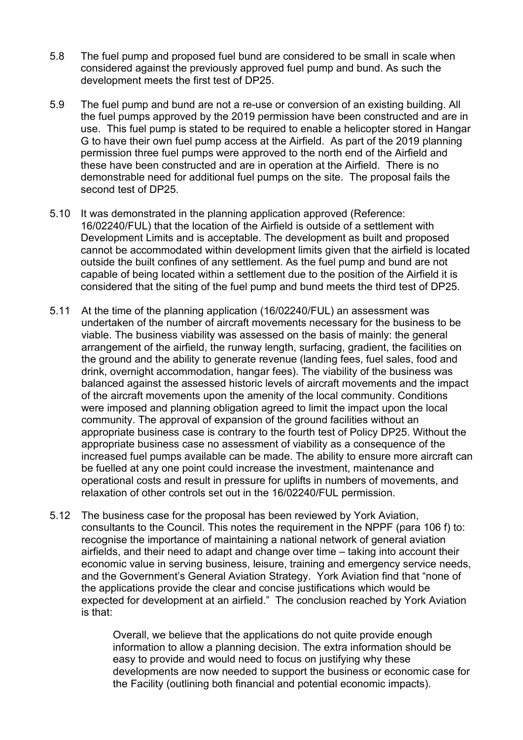5.8 The fuel pump and proposed fuel bund are considered to be small in scale when considered against the previously approved fuel pump and bund. As such the development meets the first test of DP25.

5.9 The fuel pump and bund are not a re-use or conversion of an existing building. All the fuel pumps approved by the 2019 permission have been constructed and are in use. This fuel pump is stated to be required to enable a helicopter stored in Hangar G to have their own fuel pump access at the Airfield. As part of the 2019 planning permission three fuel pumps were approved to the north end of the Airfield and these have been constructed and are in operation at the Airfield. There is no demonstrable need for additional fuel pumps on the site. The proposal fails the second test of DP25.

5.10 It was demonstrated in the planning application approved (Reference: 16/02240/FUL) that the location of the Airfield is outside of a settlement with Development Limits and is acceptable. The development as built and proposed cannot be accommodated within development limits given that the airfield is located outside the built confines of any settlement. As the fuel pump and bund are not capable of being located within a settlement due to the position of the Airfield it is considered that the siting of the fuel pump and bund meets the third test of DP25.

5.11 At the time of the planning application (16/02240/FUL) an assessment was undertaken of the number of aircraft movements necessary for the business to be viable. The business viability was assessed on the basis of mainly: the general arrangement of the airfield, the runway length, surfacing, gradient, the facilities on the ground and the ability to generate revenue (landing fees, fuel sales, food and drink, overnight accommodation, hangar fees). The viability of the business was balanced against the assessed historic levels of aircraft movements and the impact of the aircraft movements upon the amenity of the local community. Conditions were imposed and planning obligation agreed to limit the impact upon the local community. The approval of expansion of the ground facilities without an appropriate business case is contrary to the fourth test of Policy DP25. Without the appropriate business case no assessment of viability as a consequence of the increased fuel pumps available can be made. The ability to ensure more aircraft can be fuelled at any one point could increase the investment, maintenance and operational costs and result in pressure for uplifts in numbers of movements, and relaxation of other controls set out in the 16/02240/FUL permission.

5.12 The business case for the proposal has been reviewed by York Aviation, consultants to the Council. This notes the requirement in the NPPF (para 106 f) to: recognise the importance of maintaining a national network of general aviation airfields, and their need to adapt and change over time – taking into account their economic value in serving business, leisure, training and emergency service needs, and the Government's General Aviation Strategy. York Aviation find that "none of the applications provide the clear and concise justifications which would be expected for development at an airfield." The conclusion reached by York Aviation is that:

> Overall, we believe that the applications do not quite provide enough information to allow a planning decision. The extra information should be easy to provide and would need to focus on justifying why these developments are now needed to support the business or economic case for the Facility (outlining both financial and potential economic impacts).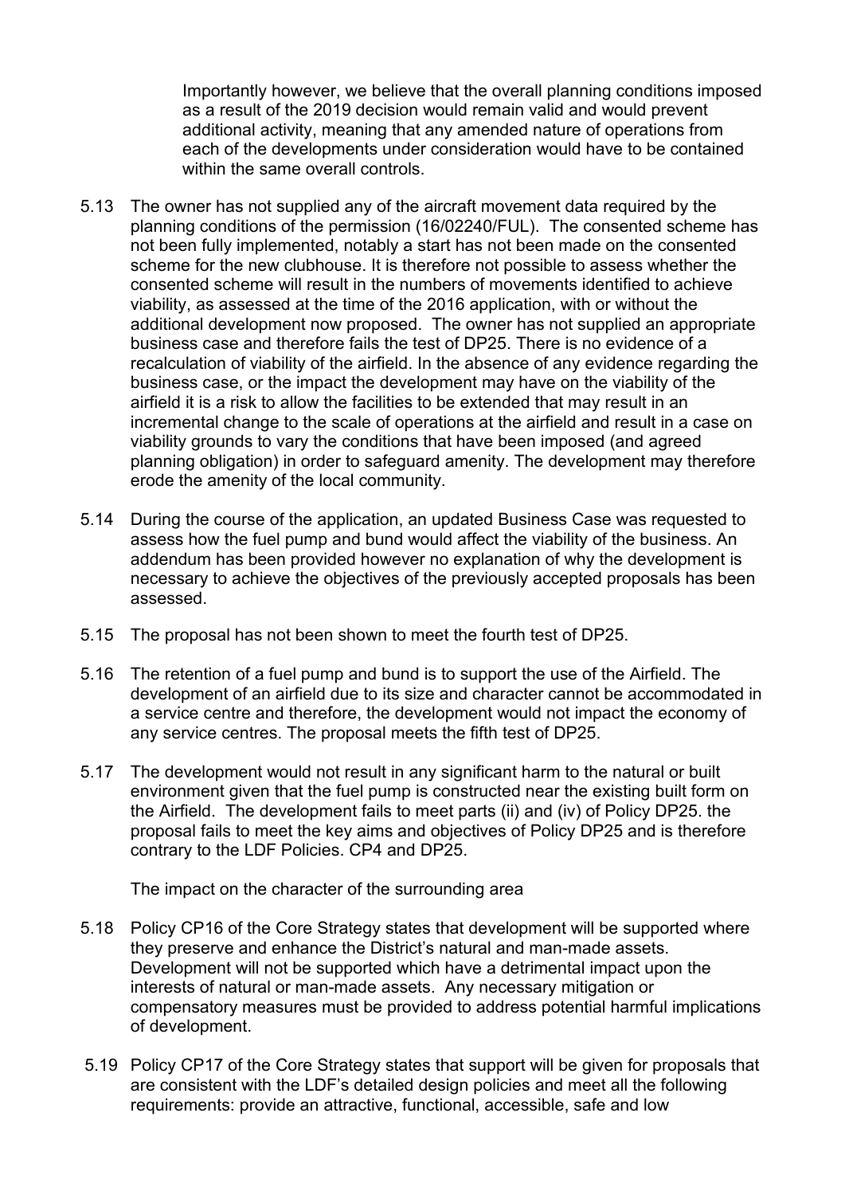Importantly however, we believe that the overall planning conditions imposed as a result of the 2019 decision would remain valid and would prevent additional activity, meaning that any amended nature of operations from each of the developments under consideration would have to be contained within the same overall controls.

5.13 The owner has not supplied any of the aircraft movement data required by the planning conditions of the permission (16/02240/FUL). The consented scheme has not been fully implemented, notably a start has not been made on the consented scheme for the new clubhouse. It is therefore not possible to assess whether the consented scheme will result in the numbers of movements identified to achieve viability, as assessed at the time of the 2016 application, with or without the additional development now proposed. The owner has not supplied an appropriate business case and therefore fails the test of DP25. There is no evidence of a recalculation of viability of the airfield. In the absence of any evidence regarding the business case, or the impact the development may have on the viability of the airfield it is a risk to allow the facilities to be extended that may result in an incremental change to the scale of operations at the airfield and result in a case on viability grounds to vary the conditions that have been imposed (and agreed planning obligation) in order to safeguard amenity. The development may therefore erode the amenity of the local community.

5.14 During the course of the application, an updated Business Case was requested to assess how the fuel pump and bund would affect the viability of the business. An addendum has been provided however no explanation of why the development is necessary to achieve the objectives of the previously accepted proposals has been assessed.

5.15 The proposal has not been shown to meet the fourth test of DP25.

5.16 The retention of a fuel pump and bund is to support the use of the Airfield. The development of an airfield due to its size and character cannot be accommodated in a service centre and therefore, the development would not impact the economy of any service centres. The proposal meets the fifth test of DP25.

5.17 The development would not result in any significant harm to the natural or built environment given that the fuel pump is constructed near the existing built form on the Airfield. The development fails to meet parts (ii) and (iv) of Policy DP25. the proposal fails to meet the key aims and objectives of Policy DP25 and is therefore contrary to the LDF Policies. CP4 and DP25.

The impact on the character of the surrounding area

5.18 Policy CP16 of the Core Strategy states that development will be supported where they preserve and enhance the District's natural and man-made assets. Development will not be supported which have a detrimental impact upon the interests of natural or man-made assets. Any necessary mitigation or compensatory measures must be provided to address potential harmful implications of development.

5.19 Policy CP17 of the Core Strategy states that support will be given for proposals that are consistent with the LDF's detailed design policies and meet all the following requirements: provide an attractive, functional, accessible, safe and low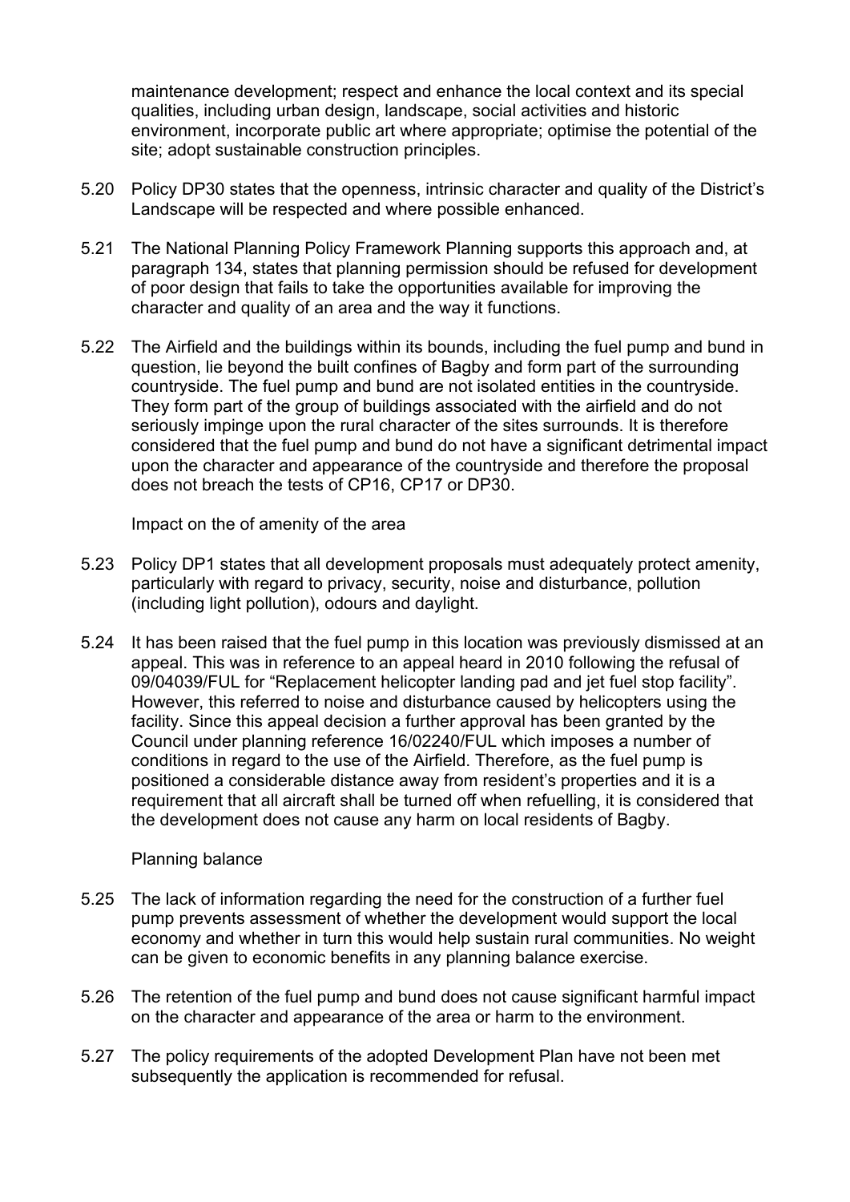maintenance development; respect and enhance the local context and its special qualities, including urban design, landscape, social activities and historic environment, incorporate public art where appropriate; optimise the potential of the site; adopt sustainable construction principles.

5.20 Policy DP30 states that the openness, intrinsic character and quality of the District's Landscape will be respected and where possible enhanced.

5.21 The National Planning Policy Framework Planning supports this approach and, at paragraph 134, states that planning permission should be refused for development of poor design that fails to take the opportunities available for improving the character and quality of an area and the way it functions.

5.22 The Airfield and the buildings within its bounds, including the fuel pump and bund in question, lie beyond the built confines of Bagby and form part of the surrounding countryside. The fuel pump and bund are not isolated entities in the countryside. They form part of the group of buildings associated with the airfield and do not seriously impinge upon the rural character of the sites surrounds. It is therefore considered that the fuel pump and bund do not have a significant detrimental impact upon the character and appearance of the countryside and therefore the proposal does not breach the tests of CP16, CP17 or DP30.

Impact on the of amenity of the area

5.23 Policy DP1 states that all development proposals must adequately protect amenity, particularly with regard to privacy, security, noise and disturbance, pollution (including light pollution), odours and daylight.

5.24 It has been raised that the fuel pump in this location was previously dismissed at an appeal. This was in reference to an appeal heard in 2010 following the refusal of 09/04039/FUL for "Replacement helicopter landing pad and jet fuel stop facility". However, this referred to noise and disturbance caused by helicopters using the facility. Since this appeal decision a further approval has been granted by the Council under planning reference 16/02240/FUL which imposes a number of conditions in regard to the use of the Airfield. Therefore, as the fuel pump is positioned a considerable distance away from resident's properties and it is a requirement that all aircraft shall be turned off when refuelling, it is considered that the development does not cause any harm on local residents of Bagby.

Planning balance

5.25 The lack of information regarding the need for the construction of a further fuel pump prevents assessment of whether the development would support the local economy and whether in turn this would help sustain rural communities. No weight can be given to economic benefits in any planning balance exercise.

5.26 The retention of the fuel pump and bund does not cause significant harmful impact on the character and appearance of the area or harm to the environment.

5.27 The policy requirements of the adopted Development Plan have not been met subsequently the application is recommended for refusal.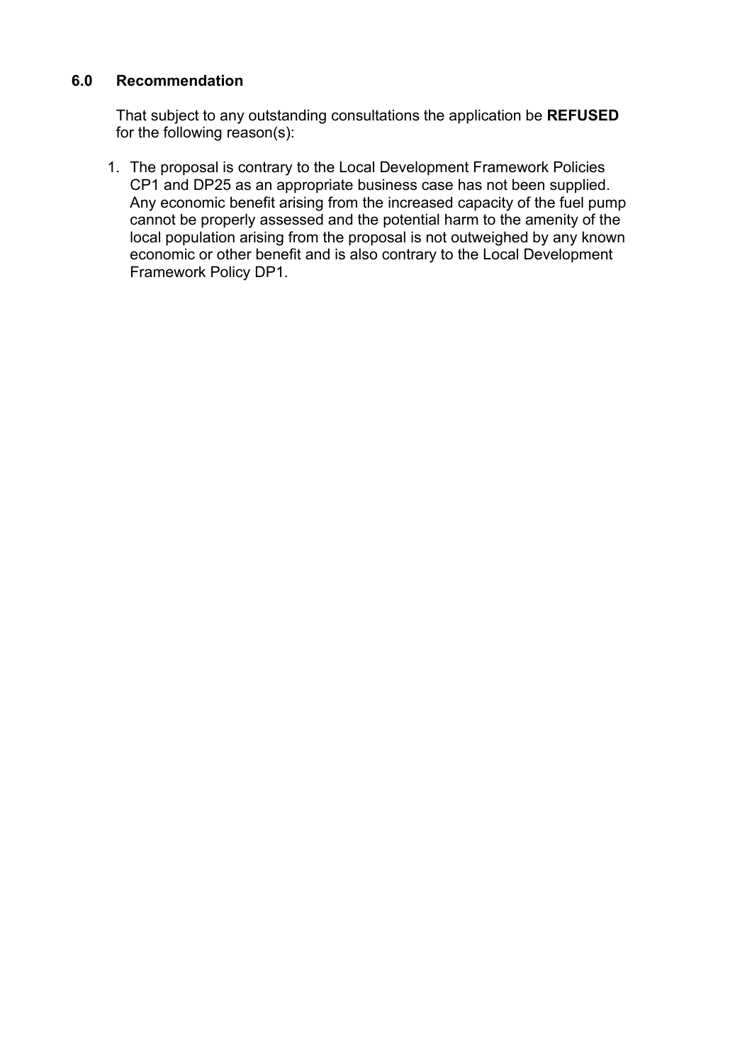## 6.0 Recommendation

That subject to any outstanding consultations the application be **REFUSED** for the following reason(s):

1. The proposal is contrary to the Local Development Framework Policies CP1 and DP25 as an appropriate business case has not been supplied. Any economic benefit arising from the increased capacity of the fuel pump cannot be properly assessed and the potential harm to the amenity of the local population arising from the proposal is not outweighed by any known economic or other benefit and is also contrary to the Local Development Framework Policy DP1.